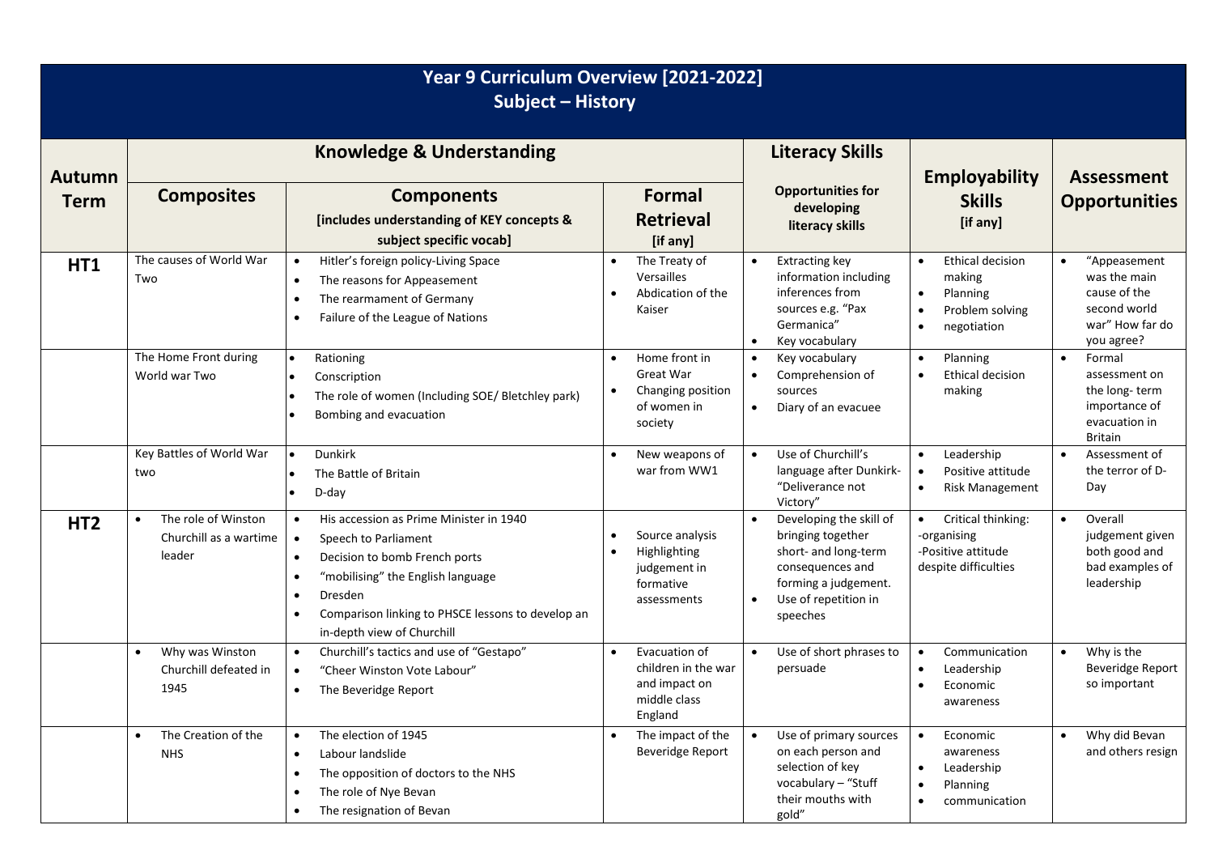# Year 9 Curriculum Overview [2021-2022]
## Subject – History

| Autumn Term | Knowledge & Understanding | | | Literacy Skills | Employability Skills [if any] | Assessment Opportunities |
|---|---|---|---|---|---|---|
| | **Composites** | **Components** [includes understanding of KEY concepts & subject specific vocab] | **Formal Retrieval** [if any] | **Opportunities for developing literacy skills** | | |
| **HT1** | The causes of World War Two | • Hitler's foreign policy-Living Space<br>• The reasons for Appeasement<br>• The rearmament of Germany<br>• Failure of the League of Nations | • The Treaty of Versailles<br>• Abdication of the Kaiser | • Extracting key information including inferences from sources e.g. "Pax Germanica"<br>• Key vocabulary | • Ethical decision making<br>• Planning<br>• Problem solving<br>• negotiation | • "Appeasement was the main cause of the second world war" How far do you agree? |
| | The Home Front during World war Two | • Rationing<br>• Conscription<br>• The role of women (Including SOE/ Bletchley park)<br>• Bombing and evacuation | • Home front in Great War<br>• Changing position of women in society | • Key vocabulary<br>• Comprehension of sources<br>• Diary of an evacuee | • Planning<br>• Ethical decision making | • Formal assessment on the long- term importance of evacuation in Britain |
| | Key Battles of World War two | • Dunkirk<br>• The Battle of Britain<br>• D-day | • New weapons of war from WW1 | • Use of Churchill's language after Dunkirk- "Deliverance not Victory" | • Leadership<br>• Positive attitude<br>• Risk Management | • Assessment of the terror of D-Day |
| **HT2** | • The role of Winston Churchill as a wartime leader | • His accession as Prime Minister in 1940<br>• Speech to Parliament<br>• Decision to bomb French ports<br>• "mobilising" the English language<br>• Dresden<br>• Comparison linking to PHSCE lessons to develop an in-depth view of Churchill | • Source analysis<br>• Highlighting judgement in formative assessments | • Developing the skill of bringing together short- and long-term consequences and forming a judgement.<br>• Use of repetition in speeches | • Critical thinking: -organising -Positive attitude despite difficulties | • Overall judgement given both good and bad examples of leadership |
| | • Why was Winston Churchill defeated in 1945 | • Churchill's tactics and use of "Gestapo"<br>• "Cheer Winston Vote Labour"<br>• The Beveridge Report | • Evacuation of children in the war and impact on middle class England | • Use of short phrases to persuade | • Communication<br>• Leadership<br>• Economic awareness | • Why is the Beveridge Report so important |
| | • The Creation of the NHS | • The election of 1945<br>• Labour landslide<br>• The opposition of doctors to the NHS<br>• The role of Nye Bevan<br>• The resignation of Bevan | • The impact of the Beveridge Report | • Use of primary sources on each person and selection of key vocabulary – "Stuff their mouths with gold" | • Economic awareness<br>• Leadership<br>• Planning<br>• communication | • Why did Bevan and others resign |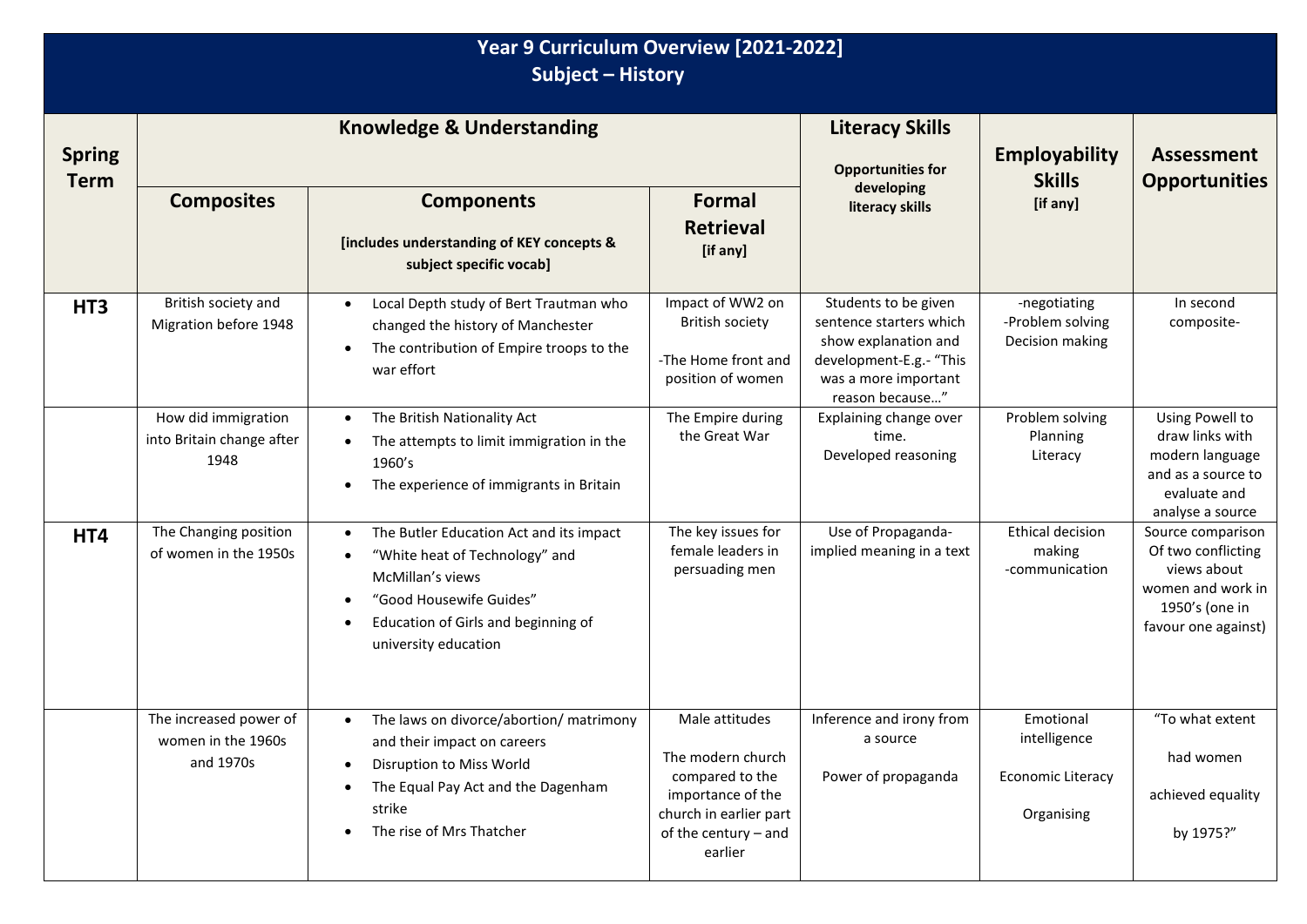# Year 9 Curriculum Overview [2021-2022]
## Subject – History

| Spring Term | Knowledge & Understanding | | | Literacy Skills<br>Opportunities for developing literacy skills | Employability Skills<br>[if any] | Assessment Opportunities |
|---|---|---|---|---|---|---|
| | **Composites** | **Components**<br>[includes understanding of KEY concepts & subject specific vocab] | **Formal Retrieval**<br>[if any] | | | |
| **HT3** | British society and Migration before 1948 | • Local Depth study of Bert Trautman who changed the history of Manchester<br>• The contribution of Empire troops to the war effort | Impact of WW2 on British society<br><br>-The Home front and position of women | Students to be given sentence starters which show explanation and development-E.g.- "This was a more important reason because…" | -negotiating<br>-Problem solving<br>Decision making | In second composite- |
| | How did immigration into Britain change after 1948 | • The British Nationality Act<br>• The attempts to limit immigration in the 1960's<br>• The experience of immigrants in Britain | The Empire during the Great War | Explaining change over time.<br>Developed reasoning | Problem solving<br>Planning<br>Literacy | Using Powell to draw links with modern language and as a source to evaluate and analyse a source |
| **HT4** | The Changing position of women in the 1950s | • The Butler Education Act and its impact<br>• "White heat of Technology" and McMillan's views<br>• "Good Housewife Guides"<br>• Education of Girls and beginning of university education | The key issues for female leaders in persuading men | Use of Propaganda-implied meaning in a text | Ethical decision making<br>-communication | Source comparison Of two conflicting views about women and work in 1950's (one in favour one against) |
| | The increased power of women in the 1960s and 1970s | • The laws on divorce/abortion/ matrimony and their impact on careers<br>• Disruption to Miss World<br>• The Equal Pay Act and the Dagenham strike<br>• The rise of Mrs Thatcher | Male attitudes<br><br>The modern church compared to the importance of the church in earlier part of the century – and earlier | Inference and irony from a source<br><br>Power of propaganda | Emotional intelligence<br><br>Economic Literacy<br><br>Organising | "To what extent had women achieved equality by 1975?" |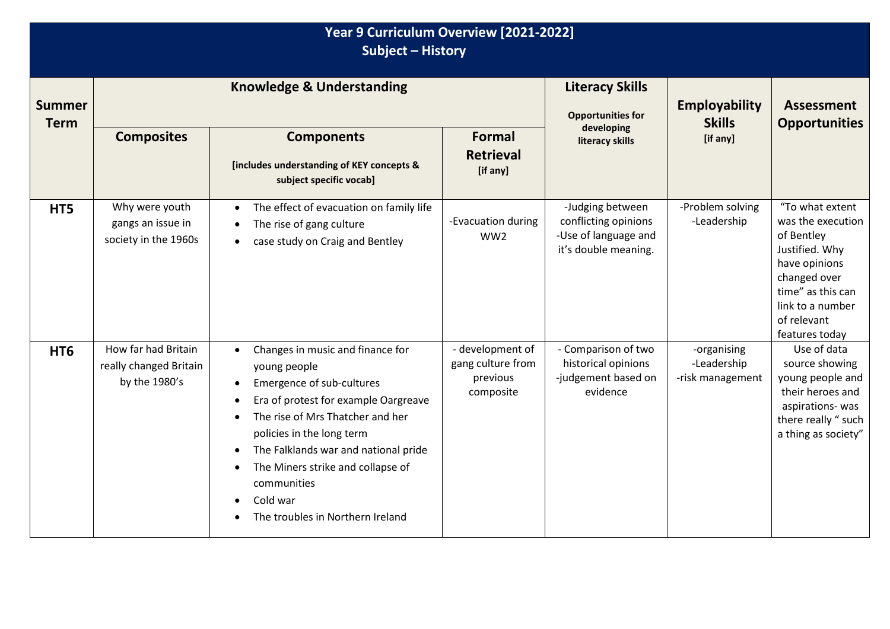# Year 9 Curriculum Overview [2021-2022]
## Subject – History

| Summer Term | Knowledge & Understanding | | | Literacy Skills<br>Opportunities for developing literacy skills | Employability Skills<br>[if any] | Assessment Opportunities |
|---|---|---|---|---|---|---|
| | **Composites** | **Components**<br>[includes understanding of KEY concepts & subject specific vocab] | **Formal Retrieval**<br>[if any] | | | |
| **HT5** | Why were youth gangs an issue in society in the 1960s | • The effect of evacuation on family life<br>• The rise of gang culture<br>• case study on Craig and Bentley | -Evacuation during WW2 | -Judging between conflicting opinions<br>-Use of language and it's double meaning. | -Problem solving<br>-Leadership | "To what extent was the execution of Bentley Justified. Why have opinions changed over time" as this can link to a number of relevant features today |
| **HT6** | How far had Britain really changed Britain by the 1980's | • Changes in music and finance for young people<br>• Emergence of sub-cultures<br>• Era of protest for example Oargreave<br>• The rise of Mrs Thatcher and her policies in the long term<br>• The Falklands war and national pride<br>• The Miners strike and collapse of communities<br>• Cold war<br>• The troubles in Northern Ireland | - development of gang culture from previous composite | - Comparison of two historical opinions<br>-judgement based on evidence | -organising<br>-Leadership<br>-risk management | Use of data source showing young people and their heroes and aspirations- was there really " such a thing as society" |